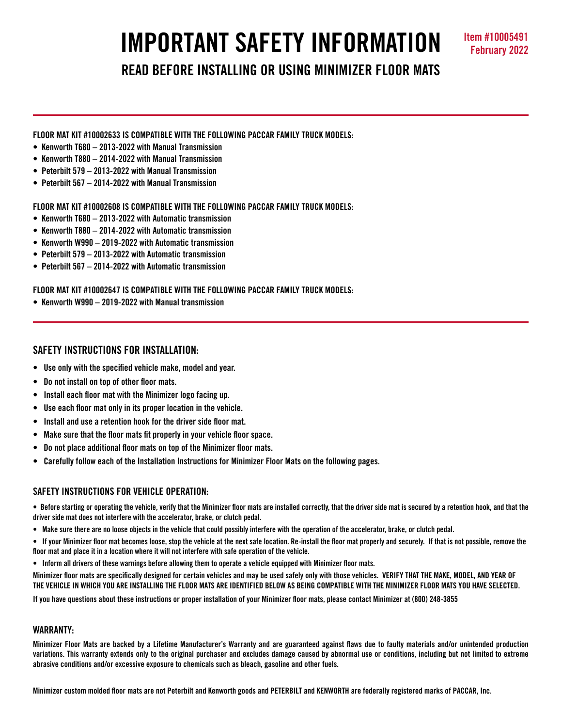# IMPORTANT SAFETY INFORMATION

Item #10005491
February 2022

## READ BEFORE INSTALLING OR USING MINIMIZER FLOOR MATS

---

**FLOOR MAT KIT #10002633 IS COMPATIBLE WITH THE FOLLOWING PACCAR FAMILY TRUCK MODELS:**

- Kenworth T680 – 2013-2022 with Manual Transmission
- Kenworth T880 – 2014-2022 with Manual Transmission
- Peterbilt 579 – 2013-2022 with Manual Transmission
- Peterbilt 567 – 2014-2022 with Manual Transmission

**FLOOR MAT KIT #10002608 IS COMPATIBLE WITH THE FOLLOWING PACCAR FAMILY TRUCK MODELS:**

- Kenworth T680 – 2013-2022 with Automatic transmission
- Kenworth T880 – 2014-2022 with Automatic transmission
- Kenworth W990 – 2019-2022 with Automatic transmission
- Peterbilt 579 – 2013-2022 with Automatic transmission
- Peterbilt 567 – 2014-2022 with Automatic transmission

**FLOOR MAT KIT #10002647 IS COMPATIBLE WITH THE FOLLOWING PACCAR FAMILY TRUCK MODELS:**

- Kenworth W990 – 2019-2022 with Manual transmission

---

### SAFETY INSTRUCTIONS FOR INSTALLATION:

- Use only with the specified vehicle make, model and year.
- Do not install on top of other floor mats.
- Install each floor mat with the Minimizer logo facing up.
- Use each floor mat only in its proper location in the vehicle.
- Install and use a retention hook for the driver side floor mat.
- Make sure that the floor mats fit properly in your vehicle floor space.
- Do not place additional floor mats on top of the Minimizer floor mats.
- Carefully follow each of the Installation Instructions for Minimizer Floor Mats on the following pages.

### SAFETY INSTRUCTIONS FOR VEHICLE OPERATION:

- Before starting or operating the vehicle, verify that the Minimizer floor mats are installed correctly, that the driver side mat is secured by a retention hook, and that the driver side mat does not interfere with the accelerator, brake, or clutch pedal.
- Make sure there are no loose objects in the vehicle that could possibly interfere with the operation of the accelerator, brake, or clutch pedal.
- If your Minimizer floor mat becomes loose, stop the vehicle at the next safe location. Re-install the floor mat properly and securely. If that is not possible, remove the floor mat and place it in a location where it will not interfere with safe operation of the vehicle.
- Inform all drivers of these warnings before allowing them to operate a vehicle equipped with Minimizer floor mats.

Minimizer floor mats are specifically designed for certain vehicles and may be used safely only with those vehicles. VERIFY THAT THE MAKE, MODEL, AND YEAR OF THE VEHICLE IN WHICH YOU ARE INSTALLING THE FLOOR MATS ARE IDENTIFIED BELOW AS BEING COMPATIBLE WITH THE MINIMIZER FLOOR MATS YOU HAVE SELECTED.

If you have questions about these instructions or proper installation of your Minimizer floor mats, please contact Minimizer at (800) 248-3855

### WARRANTY:

Minimizer Floor Mats are backed by a Lifetime Manufacturer's Warranty and are guaranteed against flaws due to faulty materials and/or unintended production variations. This warranty extends only to the original purchaser and excludes damage caused by abnormal use or conditions, including but not limited to extreme abrasive conditions and/or excessive exposure to chemicals such as bleach, gasoline and other fuels.

Minimizer custom molded floor mats are not Peterbilt and Kenworth goods and PETERBILT and KENWORTH are federally registered marks of PACCAR, Inc.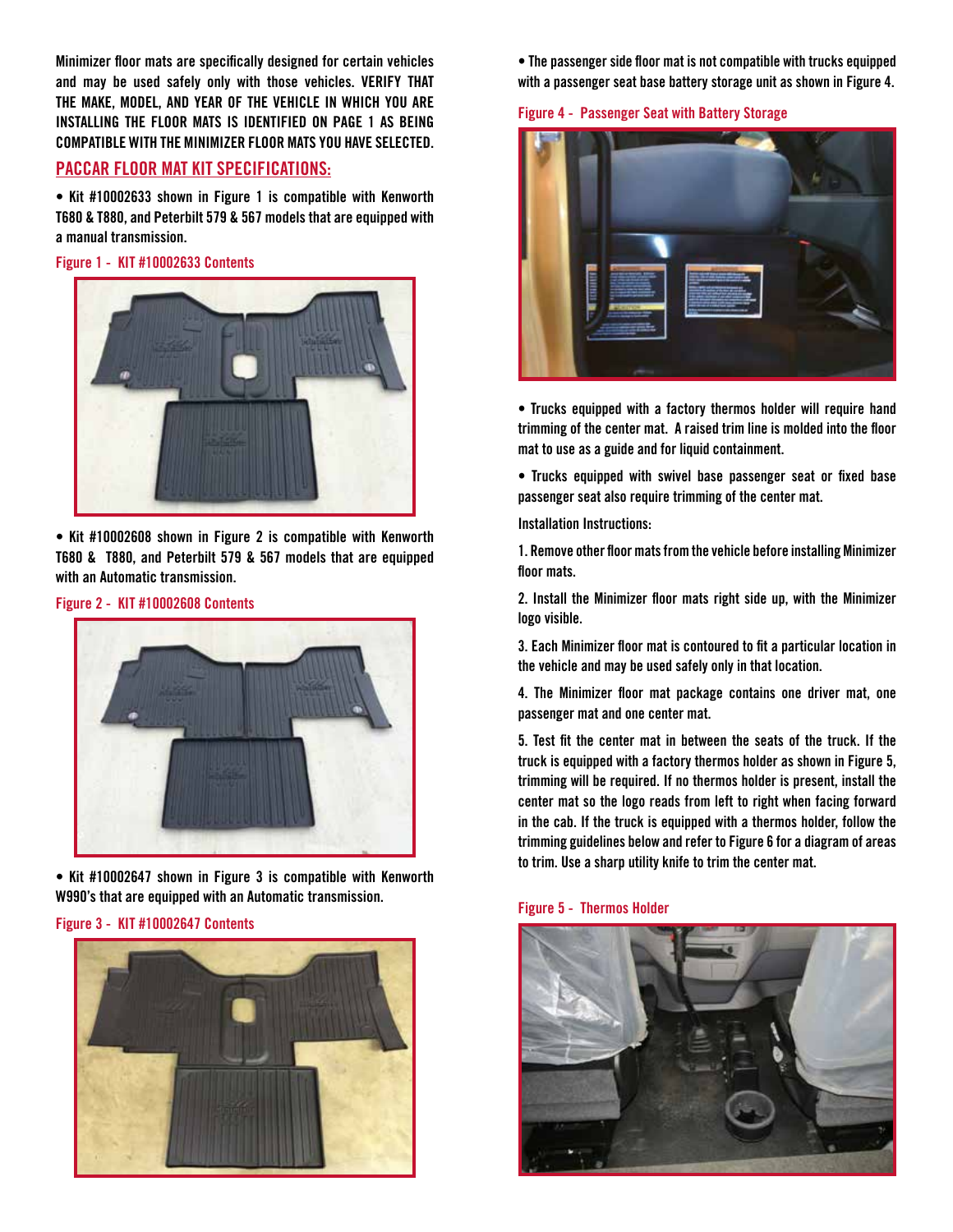Minimizer floor mats are specifically designed for certain vehicles and may be used safely only with those vehicles. **VERIFY THAT THE MAKE, MODEL, AND YEAR OF THE VEHICLE IN WHICH YOU ARE INSTALLING THE FLOOR MATS IS IDENTIFIED ON PAGE 1 AS BEING COMPATIBLE WITH THE MINIMIZER FLOOR MATS YOU HAVE SELECTED.**

## PACCAR FLOOR MAT KIT SPECIFICATIONS:

- Kit #10002633 shown in Figure 1 is compatible with Kenworth T680 & T880, and Peterbilt 579 & 567 models that are equipped with a manual transmission.

Figure 1 - KIT #10002633 Contents

- Kit #10002608 shown in Figure 2 is compatible with Kenworth T680 & T880, and Peterbilt 579 & 567 models that are equipped with an Automatic transmission.

Figure 2 - KIT #10002608 Contents

- Kit #10002647 shown in Figure 3 is compatible with Kenworth W990's that are equipped with an Automatic transmission.

Figure 3 - KIT #10002647 Contents

- The passenger side floor mat is not compatible with trucks equipped with a passenger seat base battery storage unit as shown in Figure 4.

Figure 4 - Passenger Seat with Battery Storage

- Trucks equipped with a factory thermos holder will require hand trimming of the center mat. A raised trim line is molded into the floor mat to use as a guide and for liquid containment.
- Trucks equipped with swivel base passenger seat or fixed base passenger seat also require trimming of the center mat.

Installation Instructions:

1. Remove other floor mats from the vehicle before installing Minimizer floor mats.
2. Install the Minimizer floor mats right side up, with the Minimizer logo visible.
3. Each Minimizer floor mat is contoured to fit a particular location in the vehicle and may be used safely only in that location.
4. The Minimizer floor mat package contains one driver mat, one passenger mat and one center mat.
5. Test fit the center mat in between the seats of the truck. If the truck is equipped with a factory thermos holder as shown in Figure 5, trimming will be required. If no thermos holder is present, install the center mat so the logo reads from left to right when facing forward in the cab. If the truck is equipped with a thermos holder, follow the trimming guidelines below and refer to Figure 6 for a diagram of areas to trim. Use a sharp utility knife to trim the center mat.

Figure 5 - Thermos Holder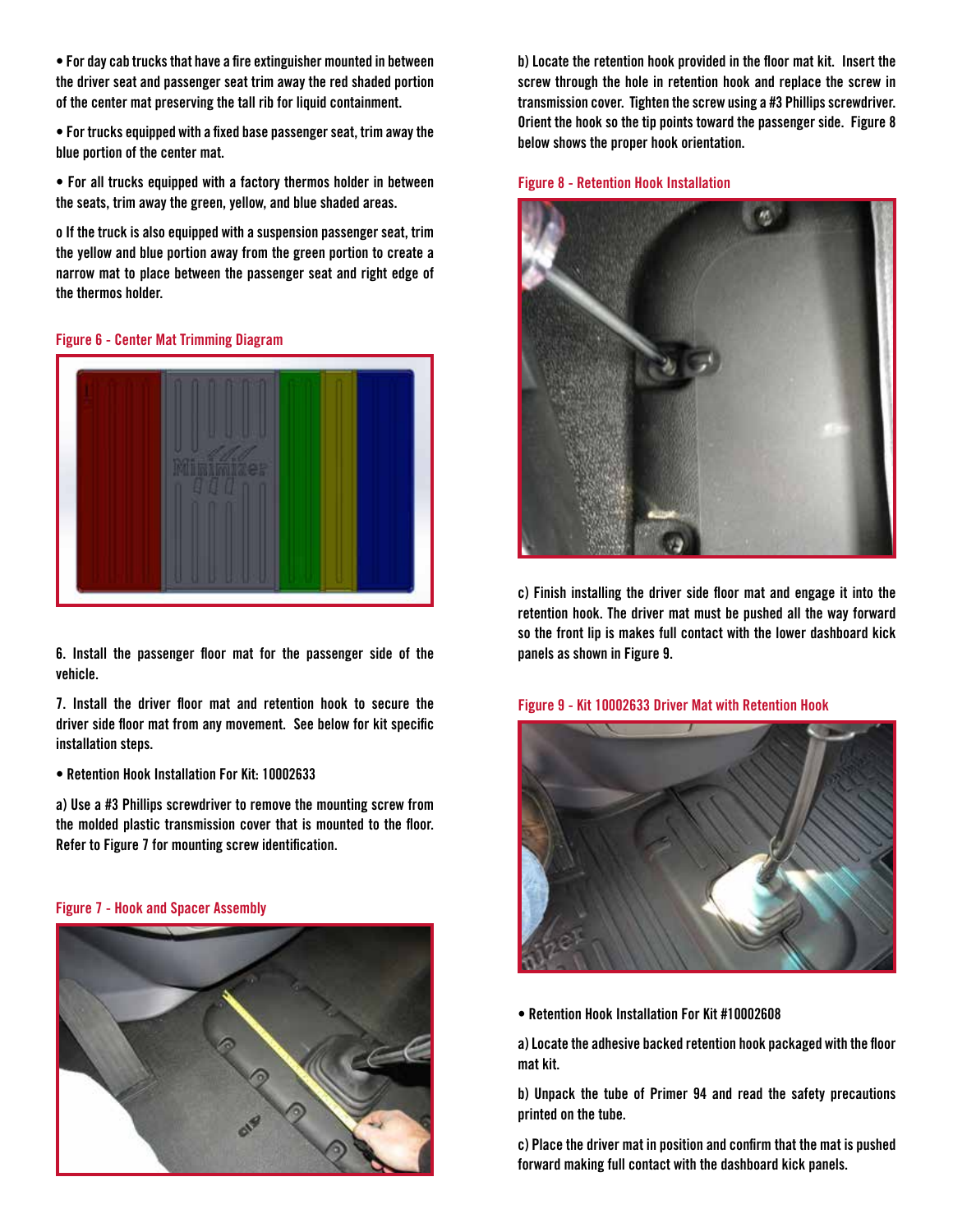- For day cab trucks that have a fire extinguisher mounted in between the driver seat and passenger seat trim away the red shaded portion of the center mat preserving the tall rib for liquid containment.

- For trucks equipped with a fixed base passenger seat, trim away the blue portion of the center mat.

- For all trucks equipped with a factory thermos holder in between the seats, trim away the green, yellow, and blue shaded areas.

  o If the truck is also equipped with a suspension passenger seat, trim the yellow and blue portion away from the green portion to create a narrow mat to place between the passenger seat and right edge of the thermos holder.

Figure 6 - Center Mat Trimming Diagram

6. Install the passenger floor mat for the passenger side of the vehicle.

7. Install the driver floor mat and retention hook to secure the driver side floor mat from any movement. See below for kit specific installation steps.

- Retention Hook Installation For Kit: 10002633

a) Use a #3 Phillips screwdriver to remove the mounting screw from the molded plastic transmission cover that is mounted to the floor. Refer to Figure 7 for mounting screw identification.

Figure 7 - Hook and Spacer Assembly

b) Locate the retention hook provided in the floor mat kit. Insert the screw through the hole in retention hook and replace the screw in transmission cover. Tighten the screw using a #3 Phillips screwdriver. Orient the hook so the tip points toward the passenger side. Figure 8 below shows the proper hook orientation.

Figure 8 - Retention Hook Installation

c) Finish installing the driver side floor mat and engage it into the retention hook. The driver mat must be pushed all the way forward so the front lip is makes full contact with the lower dashboard kick panels as shown in Figure 9.

Figure 9 - Kit 10002633 Driver Mat with Retention Hook

- Retention Hook Installation For Kit #10002608

a) Locate the adhesive backed retention hook packaged with the floor mat kit.

b) Unpack the tube of Primer 94 and read the safety precautions printed on the tube.

c) Place the driver mat in position and confirm that the mat is pushed forward making full contact with the dashboard kick panels.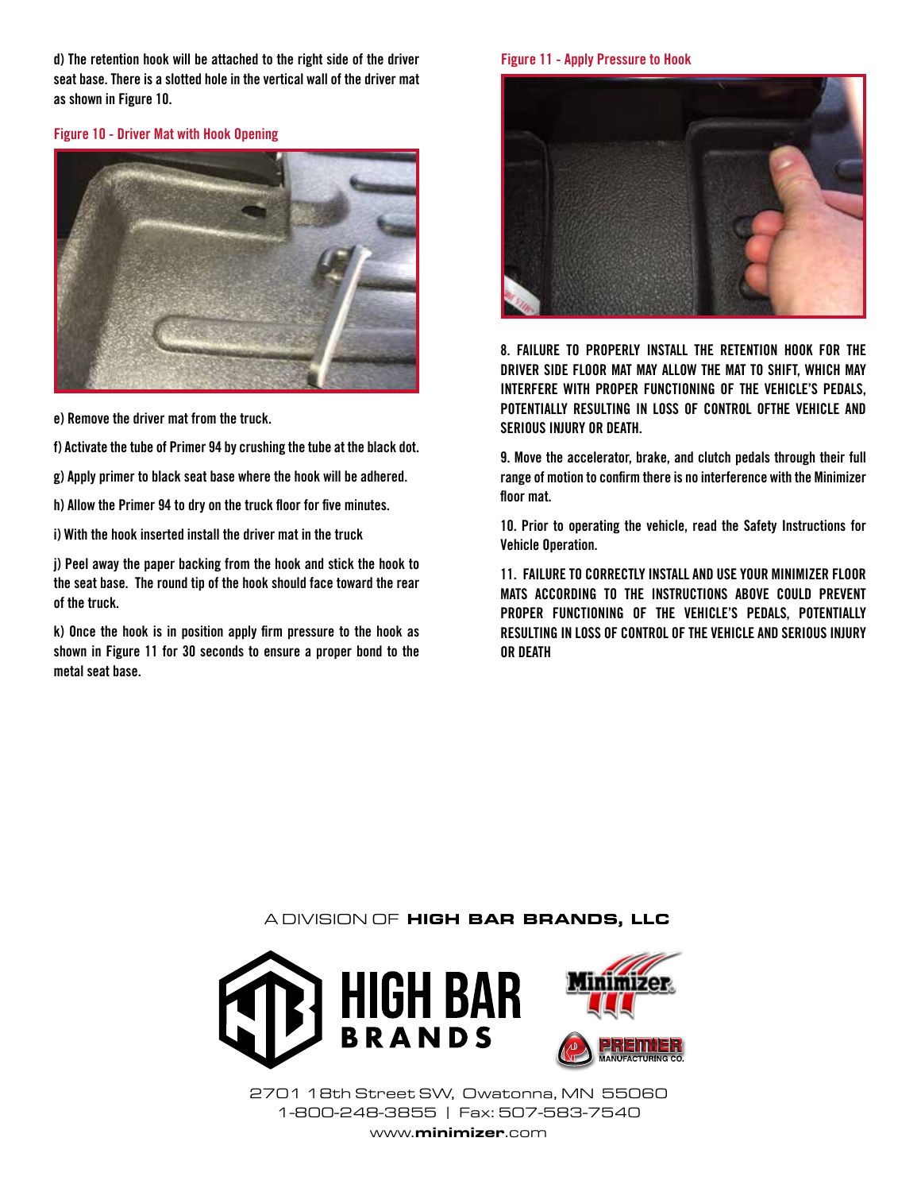d) The retention hook will be attached to the right side of the driver seat base. There is a slotted hole in the vertical wall of the driver mat as shown in Figure 10.

Figure 10 - Driver Mat with Hook Opening

e) Remove the driver mat from the truck.

f) Activate the tube of Primer 94 by crushing the tube at the black dot.

g) Apply primer to black seat base where the hook will be adhered.

h) Allow the Primer 94 to dry on the truck floor for five minutes.

i) With the hook inserted install the driver mat in the truck

j) Peel away the paper backing from the hook and stick the hook to the seat base. The round tip of the hook should face toward the rear of the truck.

k) Once the hook is in position apply firm pressure to the hook as shown in Figure 11 for 30 seconds to ensure a proper bond to the metal seat base.

Figure 11 - Apply Pressure to Hook

8. FAILURE TO PROPERLY INSTALL THE RETENTION HOOK FOR THE DRIVER SIDE FLOOR MAT MAY ALLOW THE MAT TO SHIFT, WHICH MAY INTERFERE WITH PROPER FUNCTIONING OF THE VEHICLE'S PEDALS, POTENTIALLY RESULTING IN LOSS OF CONTROL OFTHE VEHICLE AND SERIOUS INJURY OR DEATH.

9. Move the accelerator, brake, and clutch pedals through their full range of motion to confirm there is no interference with the Minimizer floor mat.

10. Prior to operating the vehicle, read the Safety Instructions for Vehicle Operation.

11. FAILURE TO CORRECTLY INSTALL AND USE YOUR MINIMIZER FLOOR MATS ACCORDING TO THE INSTRUCTIONS ABOVE COULD PREVENT PROPER FUNCTIONING OF THE VEHICLE'S PEDALS, POTENTIALLY RESULTING IN LOSS OF CONTROL OF THE VEHICLE AND SERIOUS INJURY OR DEATH

A DIVISION OF **HIGH BAR BRANDS, LLC**

HIGH BAR BRANDS

Minimizer

PREMIER MANUFACTURING CO.

2701 18th Street SW, Owatonna, MN 55060
1-800-248-3855 | Fax: 507-583-7540
www.**minimizer**.com